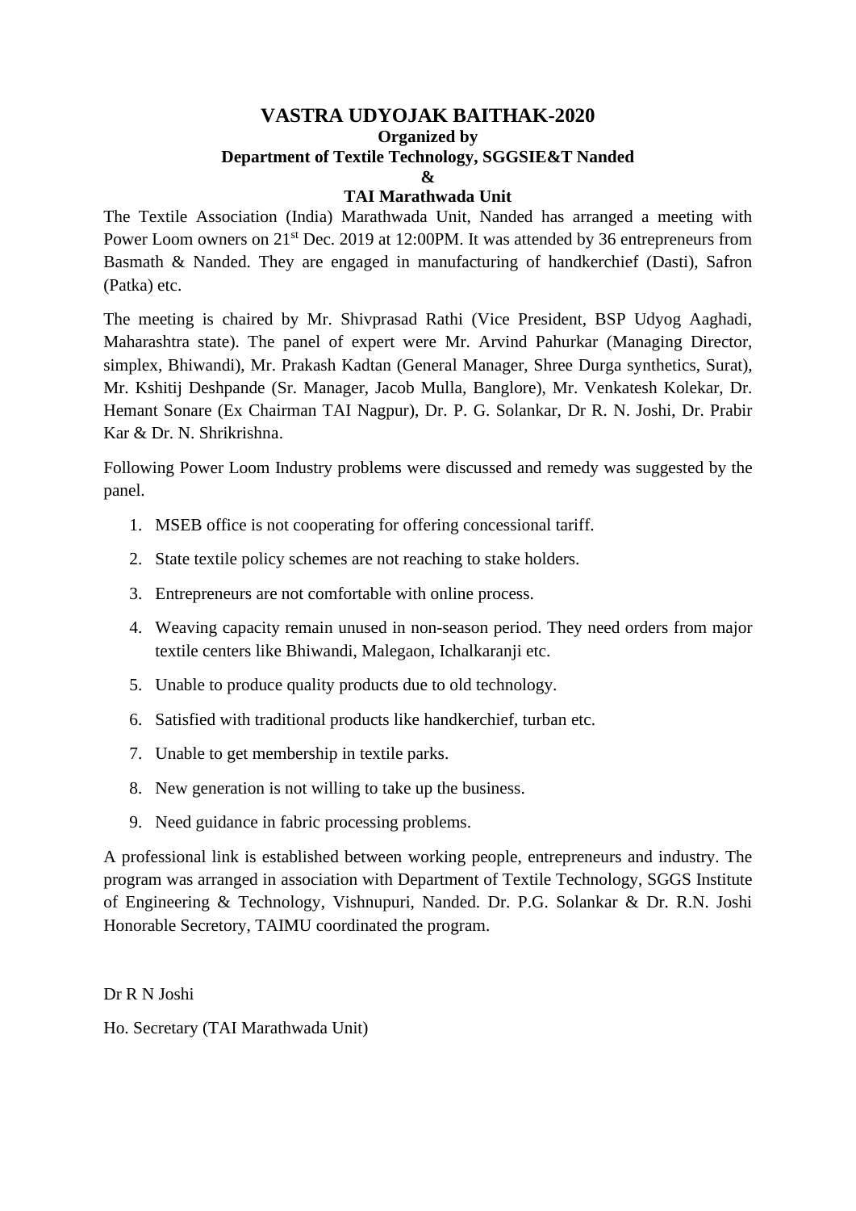# VASTRA UDYOJAK BAITHAK-2020

**Organized by**

**Department of Textile Technology, SGGSIE&T Nanded**

**&**

**TAI Marathwada Unit**

The Textile Association (India) Marathwada Unit, Nanded has arranged a meeting with Power Loom owners on 21st Dec. 2019 at 12:00PM. It was attended by 36 entrepreneurs from Basmath & Nanded. They are engaged in manufacturing of handkerchief (Dasti), Safron (Patka) etc.

The meeting is chaired by Mr. Shivprasad Rathi (Vice President, BSP Udyog Aaghadi, Maharashtra state). The panel of expert were Mr. Arvind Pahurkar (Managing Director, simplex, Bhiwandi), Mr. Prakash Kadtan (General Manager, Shree Durga synthetics, Surat), Mr. Kshitij Deshpande (Sr. Manager, Jacob Mulla, Banglore), Mr. Venkatesh Kolekar, Dr. Hemant Sonare (Ex Chairman TAI Nagpur), Dr. P. G. Solankar, Dr R. N. Joshi, Dr. Prabir Kar & Dr. N. Shrikrishna.

Following Power Loom Industry problems were discussed and remedy was suggested by the panel.

1. MSEB office is not cooperating for offering concessional tariff.
2. State textile policy schemes are not reaching to stake holders.
3. Entrepreneurs are not comfortable with online process.
4. Weaving capacity remain unused in non-season period. They need orders from major textile centers like Bhiwandi, Malegaon, Ichalkaranji etc.
5. Unable to produce quality products due to old technology.
6. Satisfied with traditional products like handkerchief, turban etc.
7. Unable to get membership in textile parks.
8. New generation is not willing to take up the business.
9. Need guidance in fabric processing problems.

A professional link is established between working people, entrepreneurs and industry. The program was arranged in association with Department of Textile Technology, SGGS Institute of Engineering & Technology, Vishnupuri, Nanded. Dr. P.G. Solankar & Dr. R.N. Joshi Honorable Secretory, TAIMU coordinated the program.

Dr R N Joshi

Ho. Secretary (TAI Marathwada Unit)